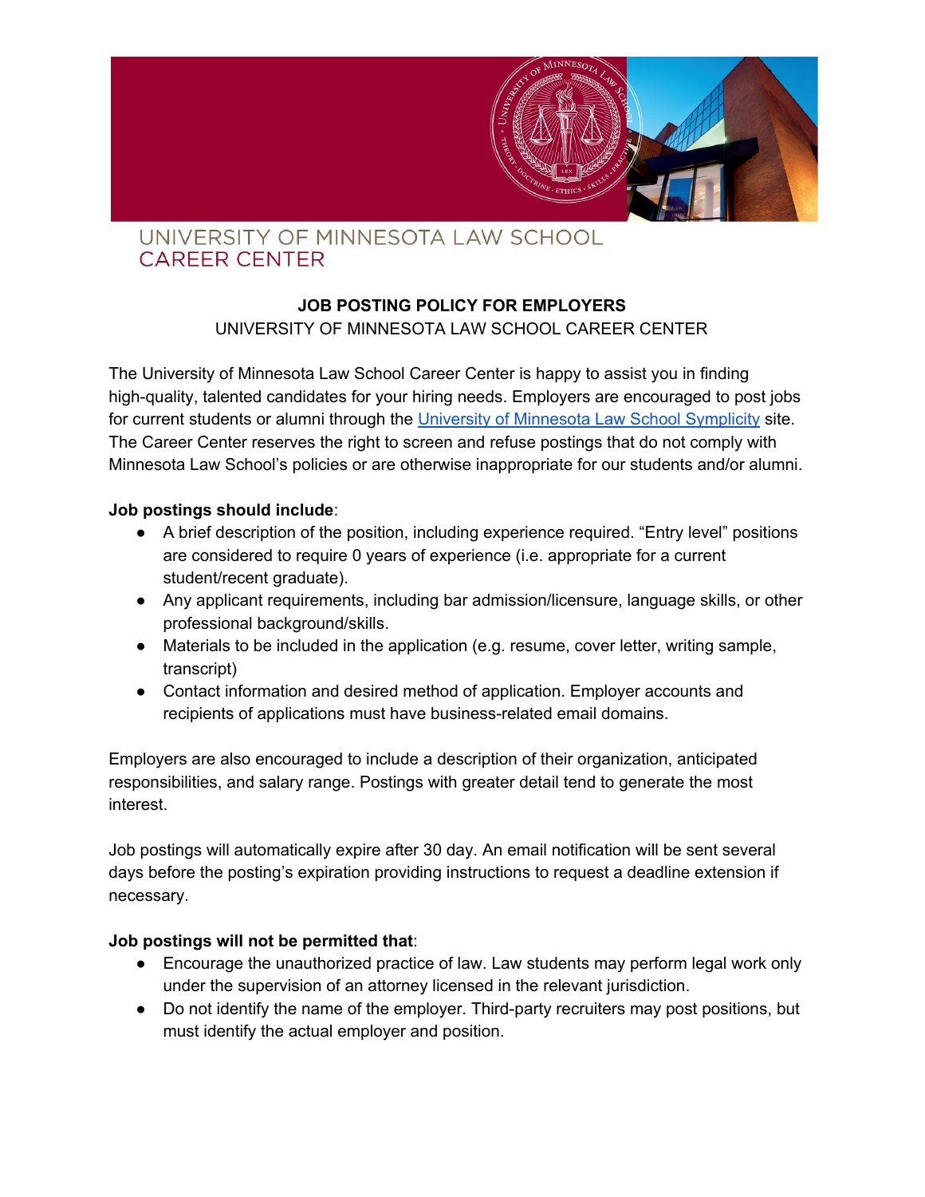UNIVERSITY OF MINNESOTA LAW SCHOOL
CAREER CENTER

**JOB POSTING POLICY FOR EMPLOYERS**

UNIVERSITY OF MINNESOTA LAW SCHOOL CAREER CENTER

The University of Minnesota Law School Career Center is happy to assist you in finding high-quality, talented candidates for your hiring needs. Employers are encouraged to post jobs for current students or alumni through the [University of Minnesota Law School Symplicity]() site. The Career Center reserves the right to screen and refuse postings that do not comply with Minnesota Law School's policies or are otherwise inappropriate for our students and/or alumni.

**Job postings should include**:

- A brief description of the position, including experience required. "Entry level" positions are considered to require 0 years of experience (i.e. appropriate for a current student/recent graduate).
- Any applicant requirements, including bar admission/licensure, language skills, or other professional background/skills.
- Materials to be included in the application (e.g. resume, cover letter, writing sample, transcript)
- Contact information and desired method of application. Employer accounts and recipients of applications must have business-related email domains.

Employers are also encouraged to include a description of their organization, anticipated responsibilities, and salary range. Postings with greater detail tend to generate the most interest.

Job postings will automatically expire after 30 day. An email notification will be sent several days before the posting's expiration providing instructions to request a deadline extension if necessary.

**Job postings will not be permitted that**:

- Encourage the unauthorized practice of law. Law students may perform legal work only under the supervision of an attorney licensed in the relevant jurisdiction.
- Do not identify the name of the employer. Third-party recruiters may post positions, but must identify the actual employer and position.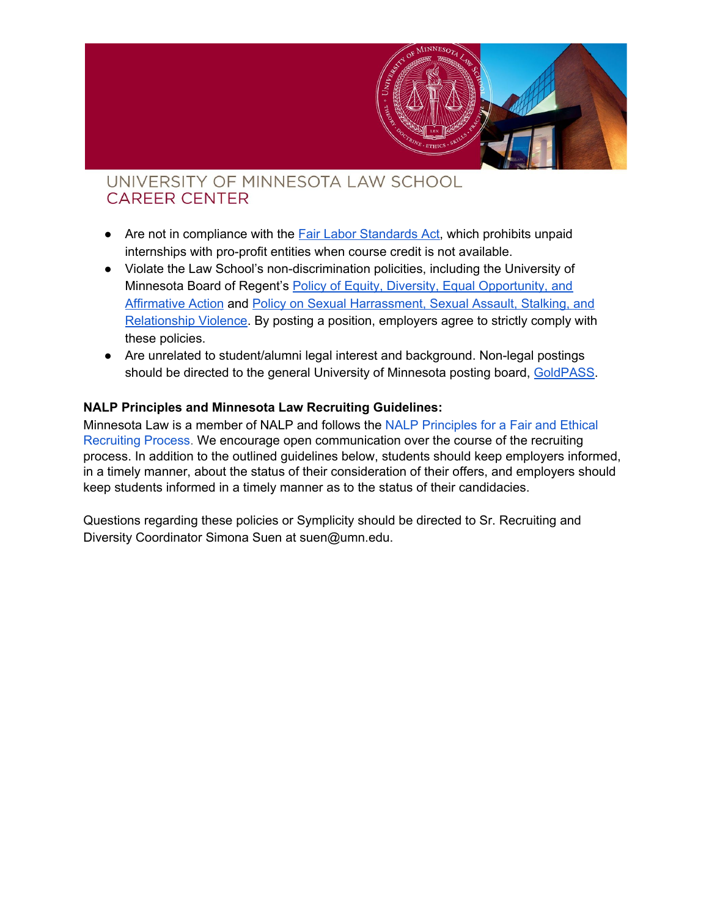UNIVERSITY OF MINNESOTA LAW SCHOOL
CAREER CENTER

- Are not in compliance with the Fair Labor Standards Act, which prohibits unpaid internships with pro-profit entities when course credit is not available.
- Violate the Law School's non-discrimination policies, including the University of Minnesota Board of Regent's Policy of Equity, Diversity, Equal Opportunity, and Affirmative Action and Policy on Sexual Harrassment, Sexual Assault, Stalking, and Relationship Violence. By posting a position, employers agree to strictly comply with these policies.
- Are unrelated to student/alumni legal interest and background. Non-legal postings should be directed to the general University of Minnesota posting board, GoldPASS.

**NALP Principles and Minnesota Law Recruiting Guidelines:**

Minnesota Law is a member of NALP and follows the NALP Principles for a Fair and Ethical Recruiting Process. We encourage open communication over the course of the recruiting process. In addition to the outlined guidelines below, students should keep employers informed, in a timely manner, about the status of their consideration of their offers, and employers should keep students informed in a timely manner as to the status of their candidacies.

Questions regarding these policies or Symplicity should be directed to Sr. Recruiting and Diversity Coordinator Simona Suen at suen@umn.edu.